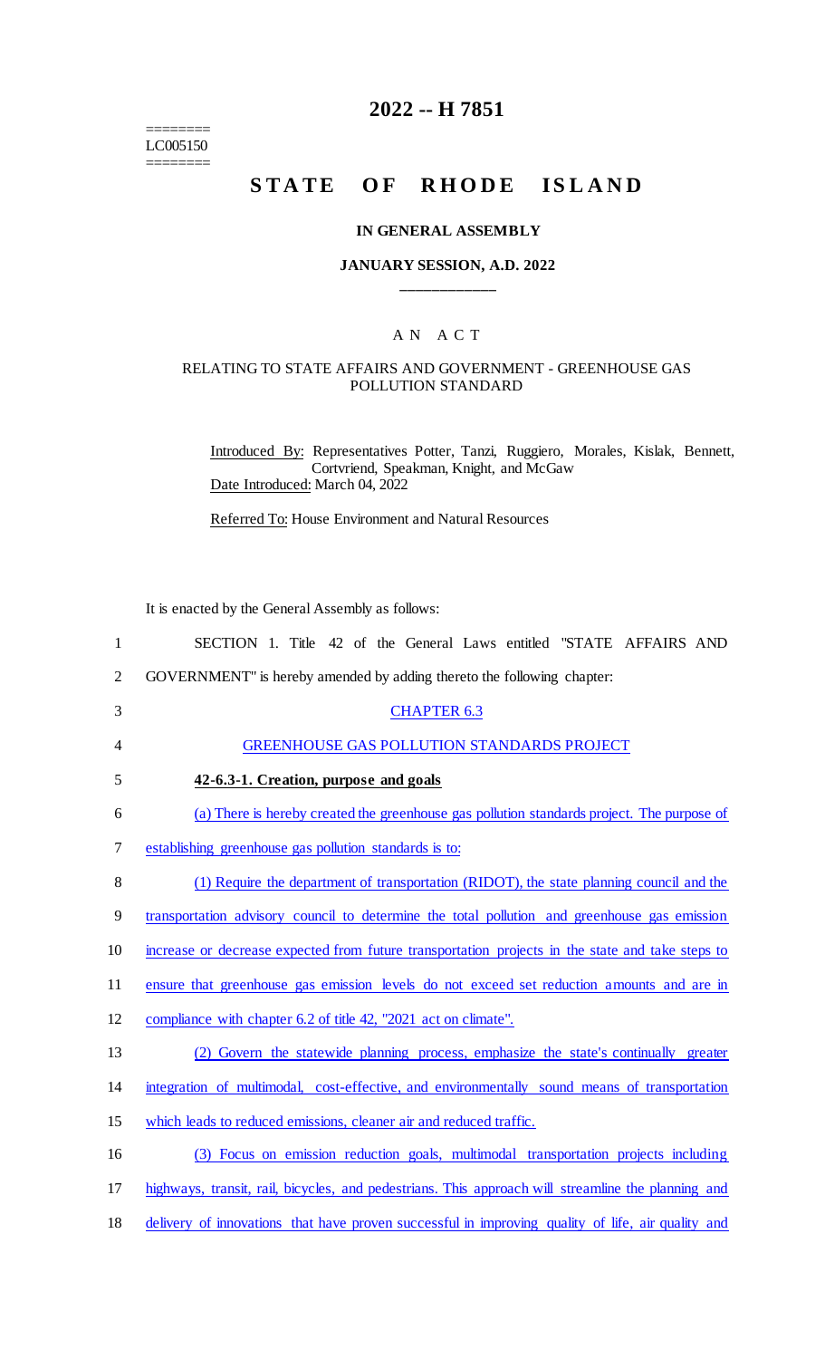========
LC005150
========

# 2022 -- H 7851

# STATE OF RHODE ISLAND

### IN GENERAL ASSEMBLY

### JANUARY SESSION, A.D. 2022

---

### A N A C T

### RELATING TO STATE AFFAIRS AND GOVERNMENT - GREENHOUSE GAS POLLUTION STANDARD

Introduced By: Representatives Potter, Tanzi, Ruggiero, Morales, Kislak, Bennett, Cortvriend, Speakman, Knight, and McGaw

Date Introduced: March 04, 2022

Referred To: House Environment and Natural Resources

It is enacted by the General Assembly as follows:

1 SECTION 1. Title 42 of the General Laws entitled "STATE AFFAIRS AND
2 GOVERNMENT" is hereby amended by adding thereto the following chapter:

3 CHAPTER 6.3

4 GREENHOUSE GAS POLLUTION STANDARDS PROJECT

5 **42-6.3-1. Creation, purpose and goals**

6 (a) There is hereby created the greenhouse gas pollution standards project. The purpose of
7 establishing greenhouse gas pollution standards is to:

8 (1) Require the department of transportation (RIDOT), the state planning council and the
9 transportation advisory council to determine the total pollution and greenhouse gas emission
10 increase or decrease expected from future transportation projects in the state and take steps to
11 ensure that greenhouse gas emission levels do not exceed set reduction amounts and are in
12 compliance with chapter 6.2 of title 42, "2021 act on climate".

13 (2) Govern the statewide planning process, emphasize the state's continually greater
14 integration of multimodal, cost-effective, and environmentally sound means of transportation
15 which leads to reduced emissions, cleaner air and reduced traffic.

16 (3) Focus on emission reduction goals, multimodal transportation projects including
17 highways, transit, rail, bicycles, and pedestrians. This approach will streamline the planning and
18 delivery of innovations that have proven successful in improving quality of life, air quality and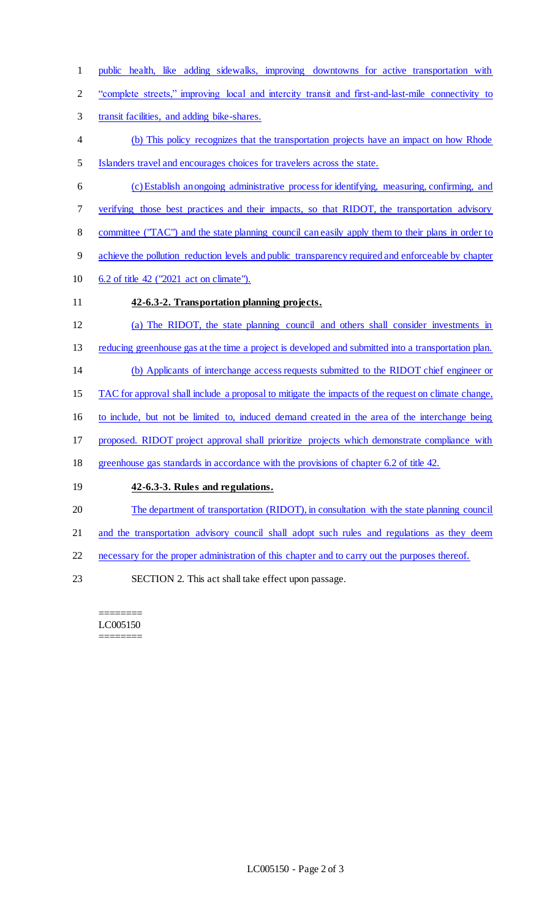public health, like adding sidewalks, improving downtowns for active transportation with "complete streets," improving local and intercity transit and first-and-last-mile connectivity to transit facilities, and adding bike-shares.

(b) This policy recognizes that the transportation projects have an impact on how Rhode Islanders travel and encourages choices for travelers across the state.

(c) Establish an ongoing administrative process for identifying, measuring, confirming, and verifying those best practices and their impacts, so that RIDOT, the transportation advisory committee ("TAC") and the state planning council can easily apply them to their plans in order to achieve the pollution reduction levels and public transparency required and enforceable by chapter 6.2 of title 42 ("2021 act on climate").

**42-6.3-2. Transportation planning projects.**

(a) The RIDOT, the state planning council and others shall consider investments in reducing greenhouse gas at the time a project is developed and submitted into a transportation plan.

(b) Applicants of interchange access requests submitted to the RIDOT chief engineer or TAC for approval shall include a proposal to mitigate the impacts of the request on climate change, to include, but not be limited to, induced demand created in the area of the interchange being proposed. RIDOT project approval shall prioritize projects which demonstrate compliance with greenhouse gas standards in accordance with the provisions of chapter 6.2 of title 42.

**42-6.3-3. Rules and regulations.**

The department of transportation (RIDOT), in consultation with the state planning council and the transportation advisory council shall adopt such rules and regulations as they deem necessary for the proper administration of this chapter and to carry out the purposes thereof.

SECTION 2. This act shall take effect upon passage.

========
LC005150
========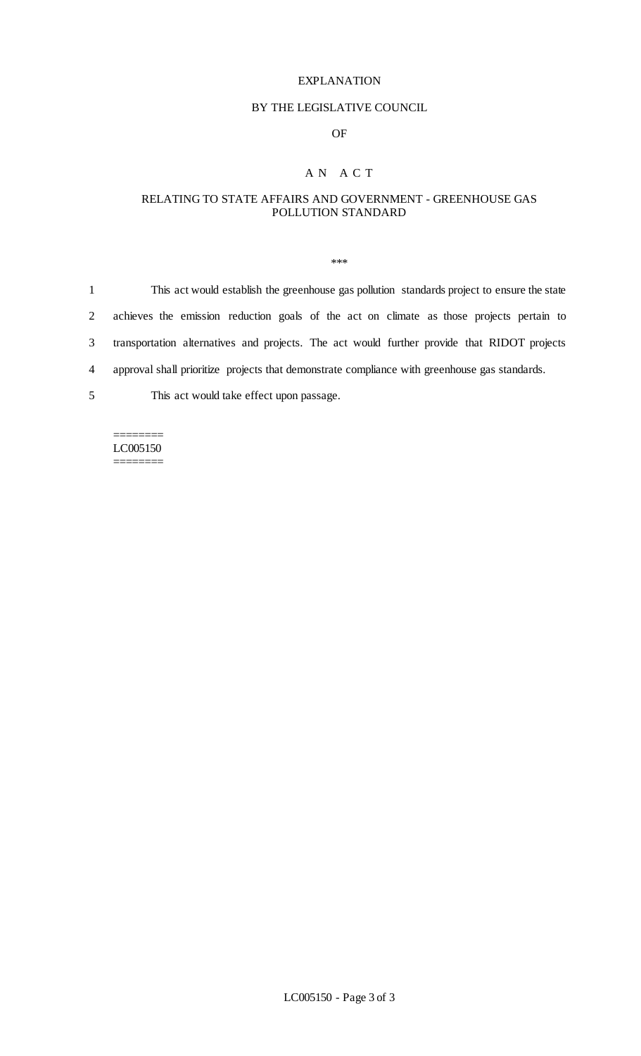EXPLANATION

BY THE LEGISLATIVE COUNCIL

OF

# A N A C T

## RELATING TO STATE AFFAIRS AND GOVERNMENT - GREENHOUSE GAS POLLUTION STANDARD

***

1 This act would establish the greenhouse gas pollution standards project to ensure the state
2 achieves the emission reduction goals of the act on climate as those projects pertain to
3 transportation alternatives and projects. The act would further provide that RIDOT projects
4 approval shall prioritize projects that demonstrate compliance with greenhouse gas standards.
5 This act would take effect upon passage.

========
LC005150
========